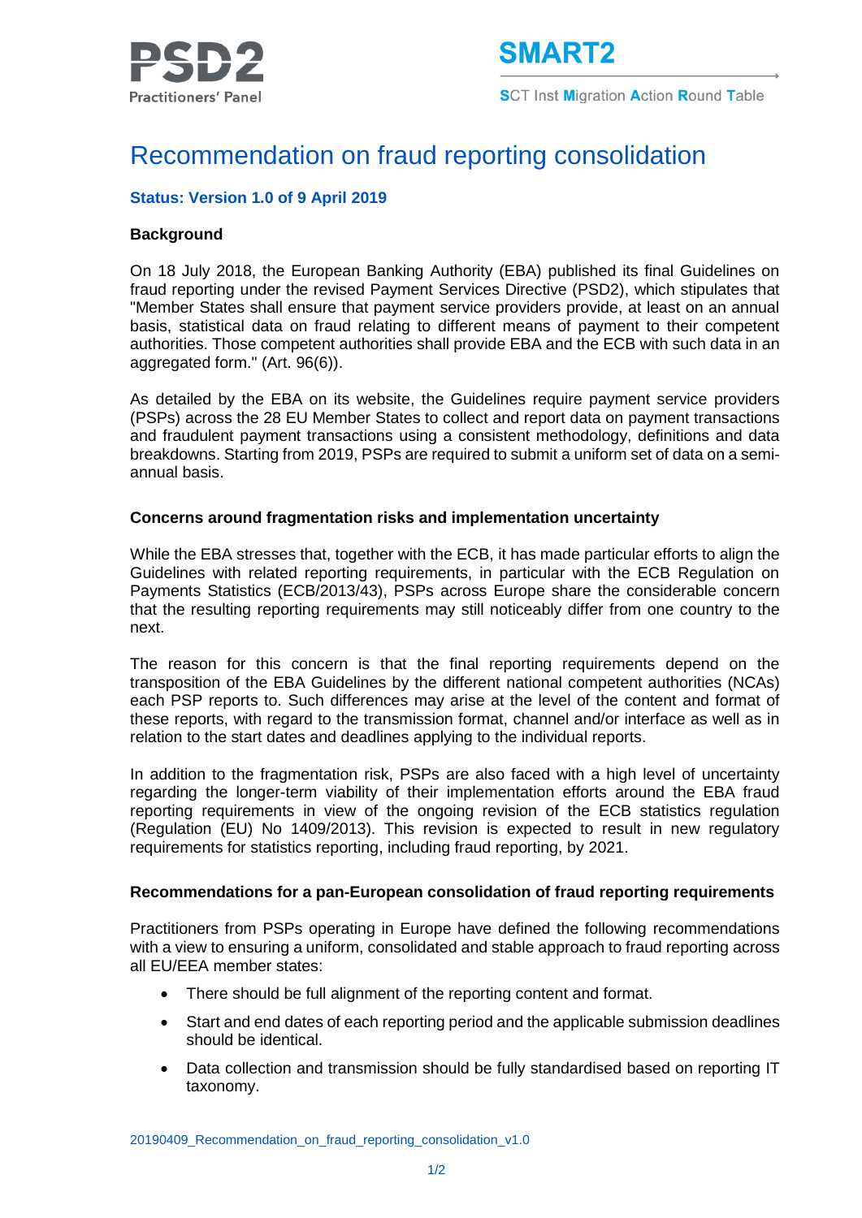PSD2 Practitioners' Panel

SMART2

SCT Inst Migration Action Round Table

# Recommendation on fraud reporting consolidation

**Status: Version 1.0 of 9 April 2019**

## Background

On 18 July 2018, the European Banking Authority (EBA) published its final Guidelines on fraud reporting under the revised Payment Services Directive (PSD2), which stipulates that "Member States shall ensure that payment service providers provide, at least on an annual basis, statistical data on fraud relating to different means of payment to their competent authorities. Those competent authorities shall provide EBA and the ECB with such data in an aggregated form." (Art. 96(6)).

As detailed by the EBA on its website, the Guidelines require payment service providers (PSPs) across the 28 EU Member States to collect and report data on payment transactions and fraudulent payment transactions using a consistent methodology, definitions and data breakdowns. Starting from 2019, PSPs are required to submit a uniform set of data on a semi-annual basis.

## Concerns around fragmentation risks and implementation uncertainty

While the EBA stresses that, together with the ECB, it has made particular efforts to align the Guidelines with related reporting requirements, in particular with the ECB Regulation on Payments Statistics (ECB/2013/43), PSPs across Europe share the considerable concern that the resulting reporting requirements may still noticeably differ from one country to the next.

The reason for this concern is that the final reporting requirements depend on the transposition of the EBA Guidelines by the different national competent authorities (NCAs) each PSP reports to. Such differences may arise at the level of the content and format of these reports, with regard to the transmission format, channel and/or interface as well as in relation to the start dates and deadlines applying to the individual reports.

In addition to the fragmentation risk, PSPs are also faced with a high level of uncertainty regarding the longer-term viability of their implementation efforts around the EBA fraud reporting requirements in view of the ongoing revision of the ECB statistics regulation (Regulation (EU) No 1409/2013). This revision is expected to result in new regulatory requirements for statistics reporting, including fraud reporting, by 2021.

## Recommendations for a pan-European consolidation of fraud reporting requirements

Practitioners from PSPs operating in Europe have defined the following recommendations with a view to ensuring a uniform, consolidated and stable approach to fraud reporting across all EU/EEA member states:

- There should be full alignment of the reporting content and format.
- Start and end dates of each reporting period and the applicable submission deadlines should be identical.
- Data collection and transmission should be fully standardised based on reporting IT taxonomy.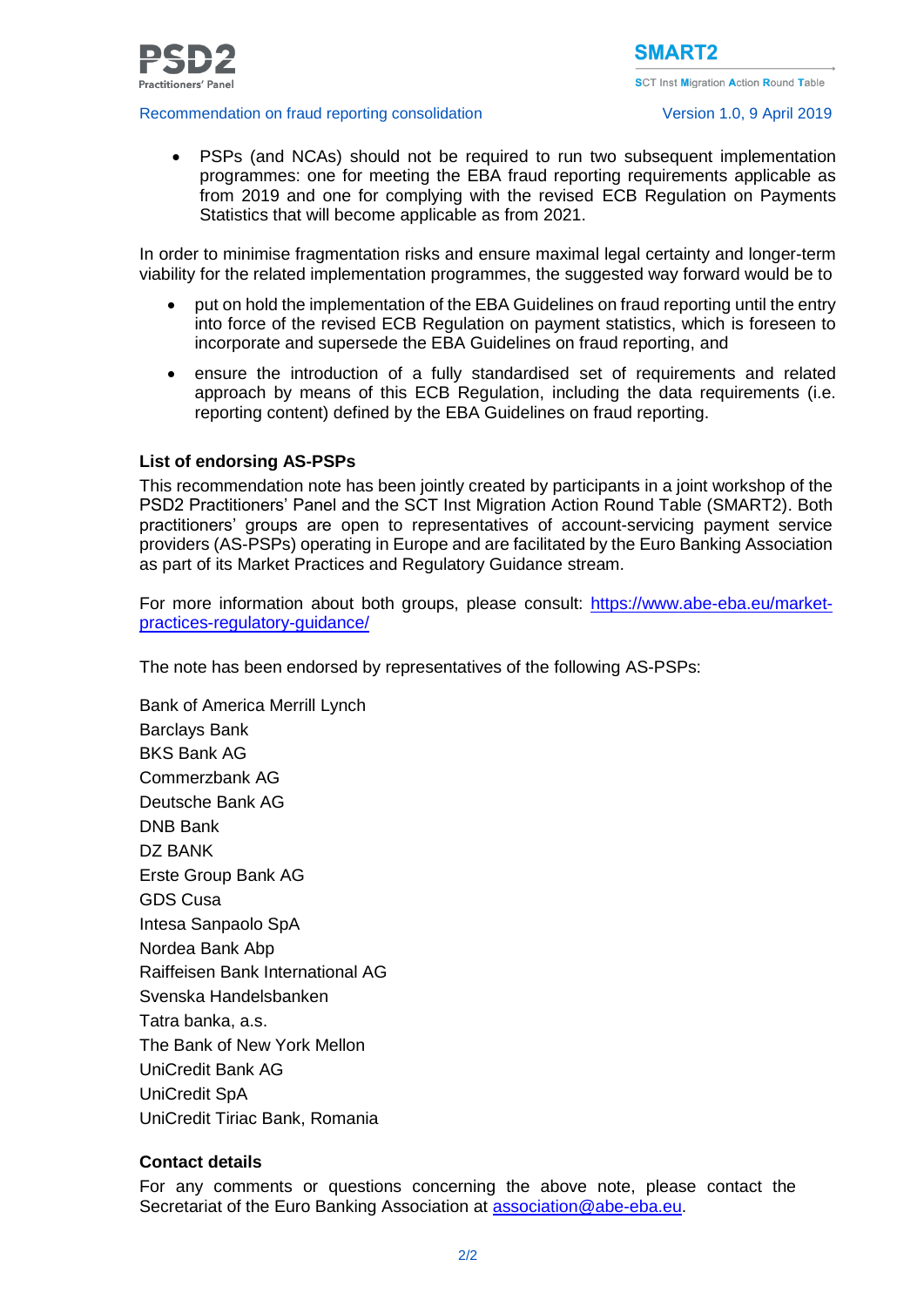- PSPs (and NCAs) should not be required to run two subsequent implementation programmes: one for meeting the EBA fraud reporting requirements applicable as from 2019 and one for complying with the revised ECB Regulation on Payments Statistics that will become applicable as from 2021.

In order to minimise fragmentation risks and ensure maximal legal certainty and longer-term viability for the related implementation programmes, the suggested way forward would be to

- put on hold the implementation of the EBA Guidelines on fraud reporting until the entry into force of the revised ECB Regulation on payment statistics, which is foreseen to incorporate and supersede the EBA Guidelines on fraud reporting, and
- ensure the introduction of a fully standardised set of requirements and related approach by means of this ECB Regulation, including the data requirements (i.e. reporting content) defined by the EBA Guidelines on fraud reporting.

**List of endorsing AS-PSPs**

This recommendation note has been jointly created by participants in a joint workshop of the PSD2 Practitioners' Panel and the SCT Inst Migration Action Round Table (SMART2). Both practitioners' groups are open to representatives of account-servicing payment service providers (AS-PSPs) operating in Europe and are facilitated by the Euro Banking Association as part of its Market Practices and Regulatory Guidance stream.

For more information about both groups, please consult: [https://www.abe-eba.eu/market-practices-regulatory-guidance/](https://www.abe-eba.eu/market-practices-regulatory-guidance/)

The note has been endorsed by representatives of the following AS-PSPs:

Bank of America Merrill Lynch
Barclays Bank
BKS Bank AG
Commerzbank AG
Deutsche Bank AG
DNB Bank
DZ BANK
Erste Group Bank AG
GDS Cusa
Intesa Sanpaolo SpA
Nordea Bank Abp
Raiffeisen Bank International AG
Svenska Handelsbanken
Tatra banka, a.s.
The Bank of New York Mellon
UniCredit Bank AG
UniCredit SpA
UniCredit Tiriac Bank, Romania

**Contact details**

For any comments or questions concerning the above note, please contact the Secretariat of the Euro Banking Association at [association@abe-eba.eu](mailto:association@abe-eba.eu).